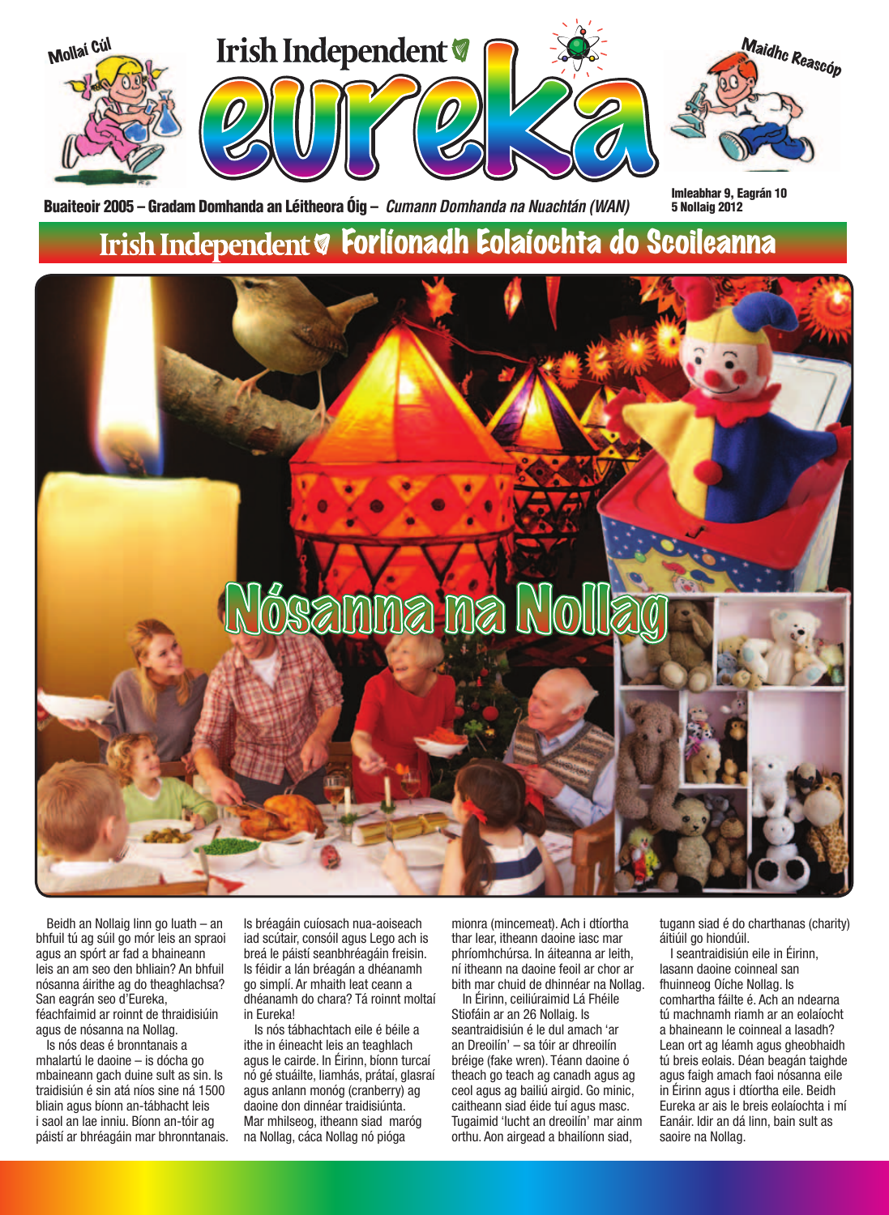Mollaí Cúl

# Irish Independent eureka

Maidhc Reascóp

Buaiteoir 2005 – Gradam Domhanda an Léitheora Óig – *Cumann Domhanda na Nuachtán (WAN)*

Imleabhar 9, Eagrán 10
5 Nollaig 2012

## Irish Independent Forlíonadh Eolaíochta do Scoileanna

# Nósanna na Nollag

Beidh an Nollaig linn go luath – an bhfuil tú ag súil go mór leis an spraoi agus an spórt ar fad a bhaineann leis an am seo den bhliain? An bhfuil nósanna áirithe ag do theaghlachsa? San eagrán seo d'Eureka, féachfaimid ar roinnt de thraidisiúin agus de nósanna na Nollag.

Is nós deas é bronntanais a mhalartú le daoine – is dócha go mbaineann gach duine sult as sin. Is traidisiún é sin atá níos sine ná 1500 bliain agus bíonn an-tábhacht leis i saol an lae inniu. Bíonn an-tóir ag páistí ar bhréagáin mar bhronntanais. Is bréagáin cuíosach nua-aoiseach iad scútair, consóil agus Lego ach is breá le páistí seanbhréagáin freisin. Is féidir a lán bréagán a dhéanamh go simplí. Ar mhaith leat ceann a dhéanamh do chara? Tá roinnt moltaí in Eureka!

Is nós tábhachtach eile é béile a ithe in éineacht leis an teaghlach agus le cairde. In Éirinn, bíonn turcaí nó gé stuáilte, liamhás, prátaí, glasraí agus anlann monóg (cranberry) ag daoine don dinnéar traidisiúnta. Mar mhilseog, itheann siad maróg na Nollag, cáca Nollag nó pióga mionra (mincemeat). Ach i dtíortha thar lear, itheann daoine iasc mar phríomhchúrsa. In áiteanna ar leith, ní itheann na daoine feoil ar chor ar bith mar chuid de dhinnéar na Nollag.

In Éirinn, ceiliúraimid Lá Fhéile Stiofáin ar an 26 Nollaig. Is seantraidisiún é le dul amach 'ar an Dreoilín' – sa tóir ar dhreoilín bréige (fake wren). Téann daoine ó theach go teach ag canadh agus ag ceol agus ag bailiú airgid. Go minic, caitheann siad éide tuí agus masc. Tugaimid 'lucht an dreoilín' mar ainm orthu. Aon airgead a bhailíonn siad, tugann siad é do charthanas (charity) áitiúil go hiondúil.

I seantraidisiún eile in Éirinn, lasann daoine coinneal san fhuinneog Oíche Nollag. Is comhartha fáilte é. Ach an ndearna tú machnamh riamh ar an eolaíocht a bhaineann le coinneal a lasadh? Lean ort ag léamh agus gheobhaidh tú breis eolais. Déan beagán taighde agus faigh amach faoi nósanna eile in Éirinn agus i dtíortha eile. Beidh Eureka ar ais le breis eolaíochta i mí Eanáir. Idir an dá linn, bain sult as saoire na Nollag.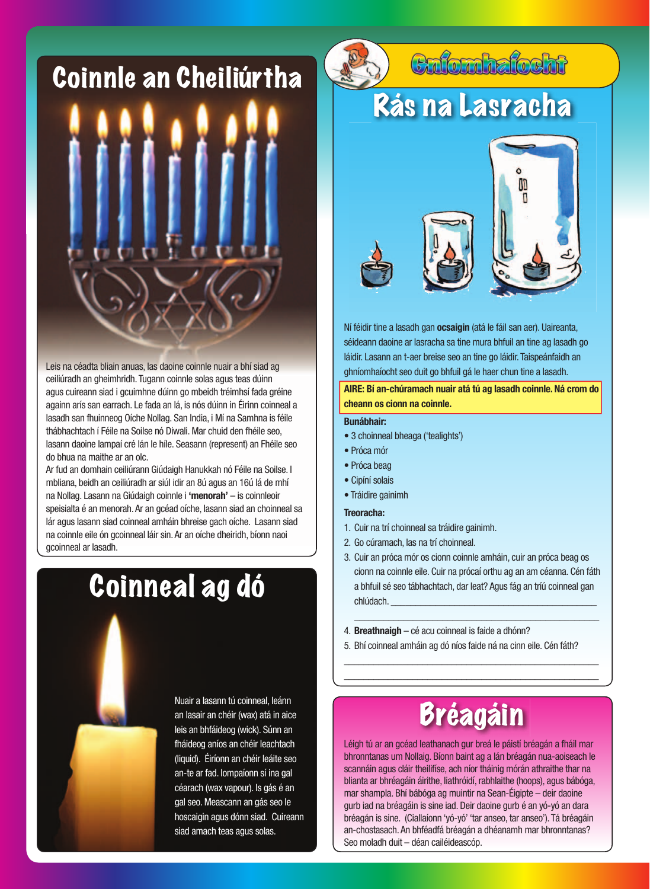# Coinnle an Cheiliúrtha

Leis na céadta bliain anuas, las daoine coinnle nuair a bhí siad ag ceiliúradh an gheimhridh. Tugann coinnle solas agus teas dúinn agus cuireann siad i gcuimhne dúinn go mbeidh tréimhsí fada gréine againn arís san earrach. Le fada an lá, is nós dúinn in Éirinn coinneal a lasadh san fhuinneog Oíche Nollag. San India, i Mí na Samhna is féile thábhachtach í Féile na Soilse nó Diwali. Mar chuid den fhéile seo, lasann daoine lampaí cré lán le híle. Seasann (represent) an Fhéile seo do bhua na maithe ar an olc.

Ar fud an domhain ceiliúrann Giúdaigh Hanukkah nó Féile na Soilse. I mbliana, beidh an ceiliúradh ar siúl idir an 8ú agus an 16ú lá de mhí na Nollag. Lasann na Giúdaigh coinnle i **'menorah'** – is coinnleoir speisialta é an menorah. Ar an gcéad oíche, lasann siad an choinneal sa lár agus lasann siad coinneal amháin bhreise gach oíche. Lasann siad na coinnle eile ón gcoinneal láir sin. Ar an oíche dheiridh, bíonn naoi gcoinneal ar lasadh.

# Coinneal ag dó

Nuair a lasann tú coinneal, leánn an lasair an chéir (wax) atá in aice leis an bhfáideog (wick). Súnn an fháideog aníos an chéir leachtach (liquid). Éiríonn an chéir leáite seo an-te ar fad. Iompaíonn sí ina gal céarach (wax vapour). Is gás é an gal seo. Meascann an gás seo le hocsaigin agus dónn siad. Cuireann siad amach teas agus solas.

# Gníomhaíocht

## Rás na Lasracha

Ní féidir tine a lasadh gan **ocsaigin** (atá le fáil san aer). Uaireanta, séideann daoine ar lasracha sa tine mura bhfuil an tine ag lasadh go láidir. Lasann an t-aer breise seo an tine go láidir. Taispeánfaidh an ghníomhaíocht seo duit go bhfuil gá le haer chun tine a lasadh.

**AIRE: Bí an-chúramach nuair atá tú ag lasadh coinnle. Ná crom do cheann os cionn na coinnle.**

**Bunábhair:**

- 3 choinneal bheaga ('tealights')
- Próca mór
- Próca beag
- Cipíní solais
- Tráidire gainimh

**Treoracha:**

1. Cuir na trí choinneal sa tráidire gainimh.
2. Go cúramach, las na trí choinneal.
3. Cuir an próca mór os cionn coinnle amháin, cuir an próca beag os cionn na coinnle eile. Cuir na prócaí orthu ag an am céanna. Cén fáth a bhfuil sé seo tábhachtach, dar leat? Agus fág an tríú coinneal gan chlúdach. ______________________________________
______________________________________
4. **Breathnaigh** – cé acu coinneal is faide a dhónn?
5. Bhí coinneal amháin ag dó níos faide ná na cinn eile. Cén fáth?

______________________________________
______________________________________

# Bréagáin

Léigh tú ar an gcéad leathanach gur breá le páistí bréagán a fháil mar bhronntanas um Nollaig. Bíonn baint ag a lán bréagán nua-aoiseach le scannáin agus cláir theilifíse, ach níor tháinig mórán athraithe thar na blianta ar bhréagáin áirithe, liathróidí, rabhlaithe (hoops), agus bábóga, mar shampla. Bhí bábóga ag muintir na Sean-Éigipte – deir daoine gurb iad na bréagáin is sine iad. Deir daoine gurb é an yó-yó an dara bréagán is sine. (Ciallaíonn 'yó-yó' 'tar anseo, tar anseo'). Tá bréagáin an-chostasach. An bhféadfá bréagán a dhéanamh mar bhronntanas? Seo moladh duit – déan cailéideascóp.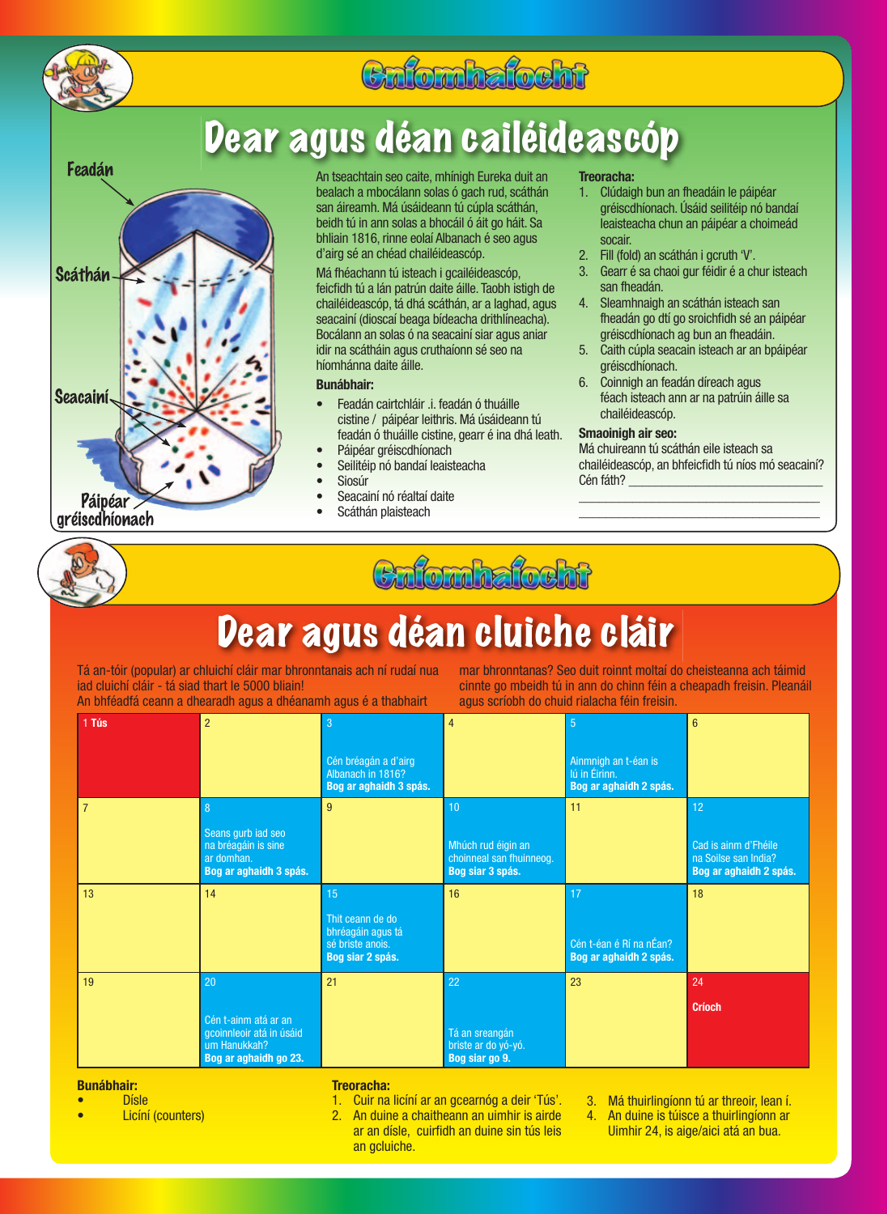## Gníomhaíocht

# Dear agus déan cailéideascóp

Feadán

Scáthán

Seacainí

Páipéar gréiscdhíonach

An tseachtain seo caite, mhínigh Eureka duit an bealach a mbocálann solas ó gach rud, scáthán san áireamh. Má úsáideann tú cúpla scáthán, beidh tú in ann solas a bhocáil ó áit go háit. Sa bhliain 1816, rinne eolaí Albanach é seo agus d'airg sé an chéad chailéideascóp.

Má fhéachann tú isteach i gcailéideascóp, feicfidh tú a lán patrún daite áille. Taobh istigh de chailéideascóp, tá dhá scáthán, ar a laghad, agus seacainí (dioscaí beaga bídeacha drithlíneacha). Bocálann an solas ó na seacainí siar agus aniar idir na scátháin agus cruthaíonn sé seo na híomhánna daite áille.

**Bunábhair:**

- Feadán cairtchláir .i. feadán ó thuáille cistine / páipéar leithris. Má úsáideann tú feadán ó thuáille cistine, gearr é ina dhá leath.
- Páipéar gréiscdhíonach
- Seilitéip nó bandaí leaisteacha
- Siosúr
- Seacainí nó réaltaí daite
- Scáthán plaisteach

**Treoracha:**

1. Clúdaigh bun an fheadáin le páipéar gréiscdhíonach. Úsáid seilitéip nó bandaí leaisteacha chun an páipéar a choimeád socair.
2. Fill (fold) an scáthán i gcruth 'V'.
3. Gearr é sa chaoi gur féidir é a chur isteach san fheadán.
4. Sleamhnaigh an scáthán isteach san fheadán go dtí go sroichfidh sé an páipéar gréiscdhíonach ag bun an fheadáin.
5. Caith cúpla seacain isteach ar an bpáipéar gréiscdhíonach.
6. Coinnigh an feadán díreach agus féach isteach ann ar na patrúin áille sa chailéideascóp.

**Smaoinigh air seo:**
Má chuireann tú scáthán eile isteach sa chailéideascóp, an bhfeicfidh tú níos mó seacainí? Cén fáth? ______________________________
______________________________
______________________________

## Gníomhaíocht

# Dear agus déan cluiche cláir

Tá an-tóir (popular) ar chluichí cláir mar bhronntanais ach ní rudaí nua iad cluichí cláir - tá siad thart le 5000 bliain!
An bhféadfá ceann a dhearadh agus a dhéanamh agus é a thabhairt mar bhronntanas? Seo duit roinnt moltaí do cheisteanna ach táimid cinnte go mbeidh tú in ann do chinn féin a cheapadh freisin. Pleanáil agus scríobh do chuid rialacha féin freisin.

| | | | | | |
|---|---|---|---|---|---|
| 1 **Tús** | 2 | 3 Cén bréagán a d'airg Albanach in 1816? **Bog ar aghaidh 3 spás.** | 4 | 5 Ainmnigh an t-éan is lú in Éirinn. **Bog ar aghaidh 2 spás.** | 6 |
| 7 | 8 Seans gurb iad seo na bréagáin is sine ar domhan. **Bog ar aghaidh 3 spás.** | 9 | 10 Mhúch rud éigin an choinneal san fhuinneog. **Bog siar 3 spás.** | 11 | 12 Cad is ainm d'Fhéile na Soilse san India? **Bog ar aghaidh 2 spás.** |
| 13 | 14 | 15 Thit ceann de do bhréagáin agus tá sé briste anois. **Bog siar 2 spás.** | 16 | 17 Cén t-éan é Rí na nÉan? **Bog ar aghaidh 2 spás.** | 18 |
| 19 | 20 Cén t-ainm atá ar an gcoinnleoir atá in úsáid um Hanukkah? **Bog ar aghaidh go 23.** | 21 | 22 Tá an sreangán briste ar do yó-yó. **Bog siar go 9.** | 23 | 24 **Críoch** |

**Bunábhair:**

- Dísle
- Licíní (counters)

**Treoracha:**

1. Cuir na licíní ar an gcearnóg a deir 'Tús'.
2. An duine a chaitheann an uimhir is airde ar an dísle, cuirfidh an duine sin tús leis an gcluiche.
3. Má thuirlingíonn tú ar threoir, lean í.
4. An duine is túisce a thuirlingíonn ar Uimhir 24, is aige/aici atá an bua.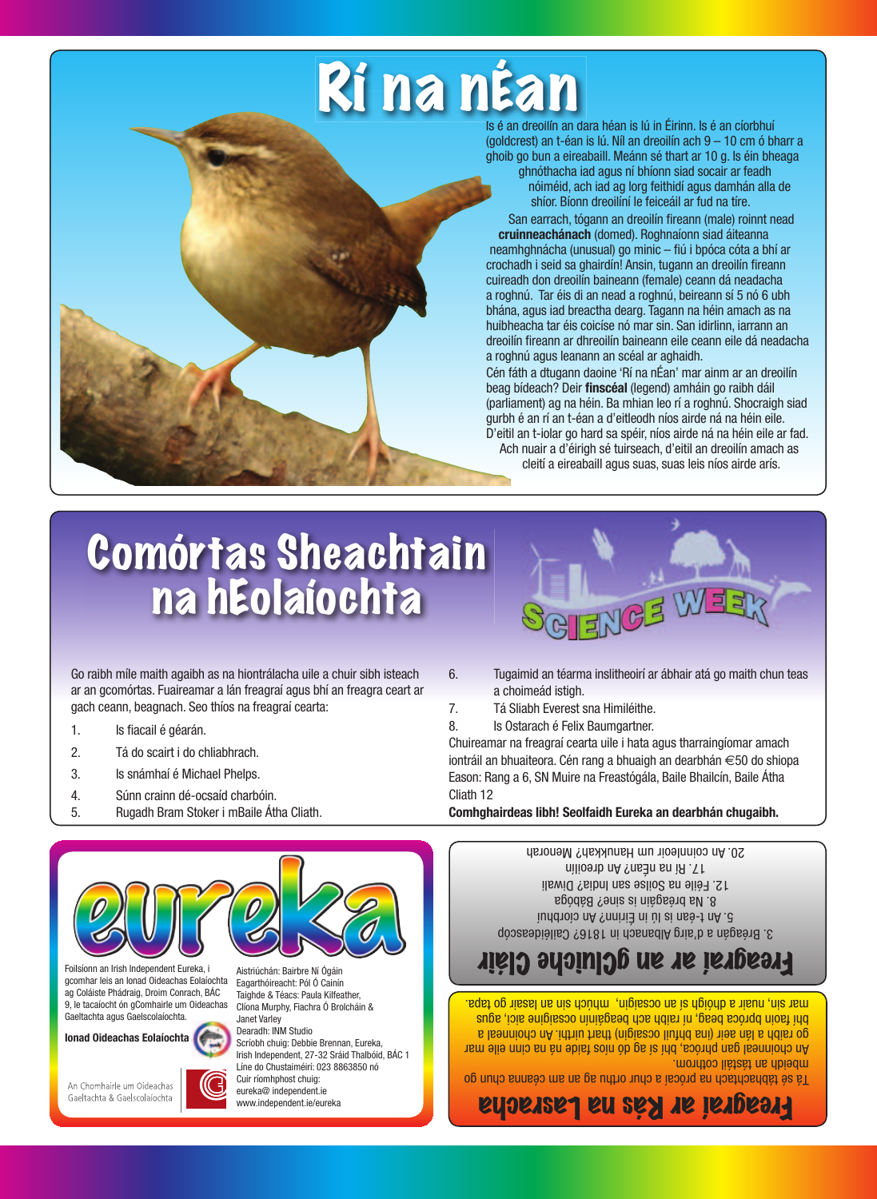# Rí na nÉan

Is é an dreoilín an dara héan is lú in Éirinn. Is é an cíorbhuí (goldcrest) an t-éan is lú. Níl an dreoilín ach 9 – 10 cm ó bharr a ghoib go bun a eireabaill. Meánn sé thart ar 10 g. Is éin bheaga ghnóthacha iad agus ní bhíonn siad socair ar feadh nóiméid, ach iad ag lorg feithidí agus damhán alla de shíor. Bíonn dreoilíní le feiceáil ar fud na tíre.

San earrach, tógann an dreoilín fireann (male) roinnt nead **cruinneachánach** (domed). Roghnaíonn siad áiteanna neamhghnácha (unusual) go minic – fiú i bpóca cóta a bhí ar crochadh i seid sa ghairdín! Ansin, tugann an dreoilín fireann cuireadh don dreoilín baineann (female) ceann dá neadacha a roghnú. Tar éis di an nead a roghnú, beireann sí 5 nó 6 ubh bhána, agus iad breactha dearg. Tagann na héin amach as na huibheacha tar éis coicíse nó mar sin. San idirlinn, iarrann an dreoilín fireann ar dhreoilín baineann eile ceann eile dá neadacha a roghnú agus leanann an scéal ar aghaidh.

Cén fáth a dtugann daoine 'Rí na nÉan' mar ainm ar an dreoilín beag bídeach? Deir **finscéal** (legend) amháin go raibh dáil (parliament) ag na héin. Ba mhian leo rí a roghnú. Shocraigh siad gurbh é an rí an t-éan a d'eitleodh níos airde ná na héin eile. D'eitil an t-iolar go hard sa spéir, níos airde ná na héin eile ar fad. Ach nuair a d'éirigh sé tuirseach, d'eitil an dreoilín amach as cleití a eireabaill agus suas, suas leis níos airde arís.

# Comórtas Sheachtain na hEolaíochta

SCIENCE WEEK

Go raibh míle maith agaibh as na hiontrálacha uile a chuir sibh isteach ar an gcomórtas. Fuaireamar a lán freagraí agus bhí an freagra ceart ar gach ceann, beagnach. Seo thíos na freagraí cearta:

1. Is fiacail é géarán.
2. Tá do scairt i do chliabhrach.
3. Is snámhaí é Michael Phelps.
4. Súnn crainn dé-ocsaíd charbóin.
5. Rugadh Bram Stoker i mBaile Átha Cliath.
6. Tugaimid an téarma inslitheoirí ar ábhair atá go maith chun teas a choimeád istigh.
7. Tá Sliabh Everest sna Himiléithe.
8. Is Ostarach é Felix Baumgartner.

Chuireamar na freagraí cearta uile i hata agus tharraingíomar amach iontráil an bhuaiteora. Cén rang a bhuaigh an dearbhán €50 do shiopa Eason: Rang a 6, SN Muire na Freastógála, Baile Bhailcín, Baile Átha Cliath 12

**Comhghairdeas libh! Seolfaidh Eureka an dearbhán chugaibh.**

# eureka

Foilsíonn an Irish Independent Eureka, i gcomhar leis an Ionad Oideachas Eolaíochta ag Coláiste Phádraig, Droim Conrach, BÁC 9, le tacaíocht ón gComhairle um Oideachas Gaeltachta agus Gaelscolaíochta.

**Ionad Oideachas Eolaíochta**

An Chomhairle um Oideachas Gaeltachta & Gaelscolaíochta

Aistriúchán: Bairbre Ní Ógáin
Eagarthóireacht: Pól Ó Cainín
Taighde & Téacs: Paula Kilfeather, Clíona Murphy, Fiachra Ó Brolcháin & Janet Varley
Dearadh: INM Studio
Scríobh chuig: Debbie Brennan, Eureka, Irish Independent, 27-32 Sráid Thalbóid, BÁC 1
Líne do Chustaiméirí: 023 8863850 nó
Cuir ríomhphost chuig:
eureka@ independent.ie
www.independent.ie/eureka

## Freagraí ar an gCluiche Cláir

3. Bréagán a d'airg Albanach in 1816? Cailéideascóp
5. An t-éan is lú in Éirinn? An cíorbhuí
8. Na bréagáin is sine? Bábóga
12. Féile na Soilse san India? Diwali
17. Rí na nÉan? An dreoilín
20. An coinnleoir um Hanukkah? Menorah

## Freagraí ar Rás na Lasracha

Tá sé tábhachtach na prócaí a chur orthu ag an am céanna chun go mbeidh an tástáil cothrom.

An choinneal gan phróca, bhí sí ag dó níos faide ná na cinn eile mar go raibh a lán aeir (ina bhfuil ocsaigin) thart uirthi. An choinneal a bhí faoin bprócа beag, ní raibh ach beagáinín ocsaigine aici, agus mar sin, nuair a dhóigh sí an ocsaigin, mhúch sin an lasair go tapa.